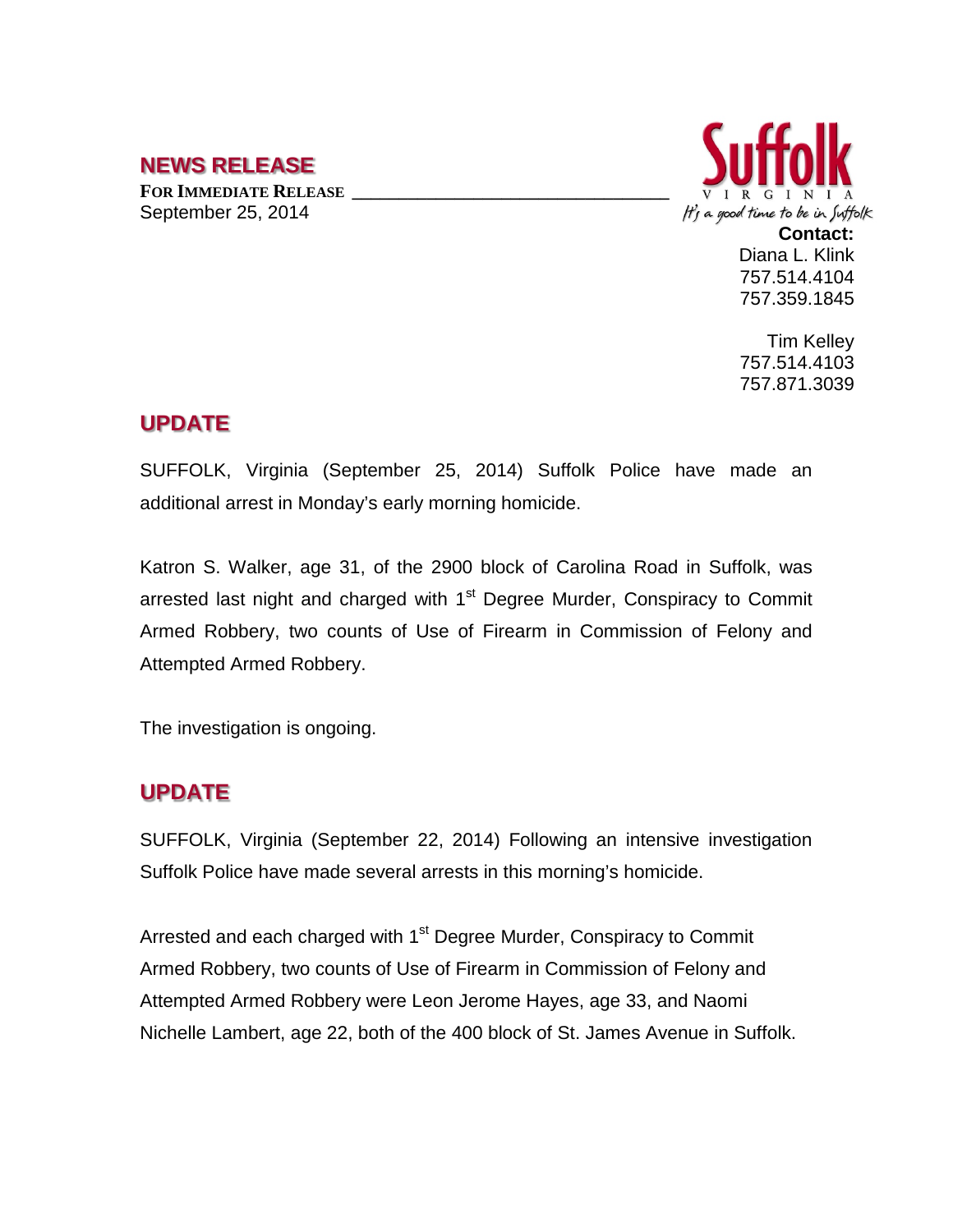## NEWS RELEASE

**FOR IMMEDIATE RELEASE**
September 25, 2014

Suffolk
VIRGINIA
It's a good time to be in Suffolk

**Contact:**
Diana L. Klink
757.514.4104
757.359.1845

Tim Kelley
757.514.4103
757.871.3039

## UPDATE

SUFFOLK, Virginia (September 25, 2014) Suffolk Police have made an additional arrest in Monday's early morning homicide.

Katron S. Walker, age 31, of the 2900 block of Carolina Road in Suffolk, was arrested last night and charged with 1st Degree Murder, Conspiracy to Commit Armed Robbery, two counts of Use of Firearm in Commission of Felony and Attempted Armed Robbery.

The investigation is ongoing.

## UPDATE

SUFFOLK, Virginia (September 22, 2014) Following an intensive investigation Suffolk Police have made several arrests in this morning's homicide.

Arrested and each charged with 1st Degree Murder, Conspiracy to Commit Armed Robbery, two counts of Use of Firearm in Commission of Felony and Attempted Armed Robbery were Leon Jerome Hayes, age 33, and Naomi Nichelle Lambert, age 22, both of the 400 block of St. James Avenue in Suffolk.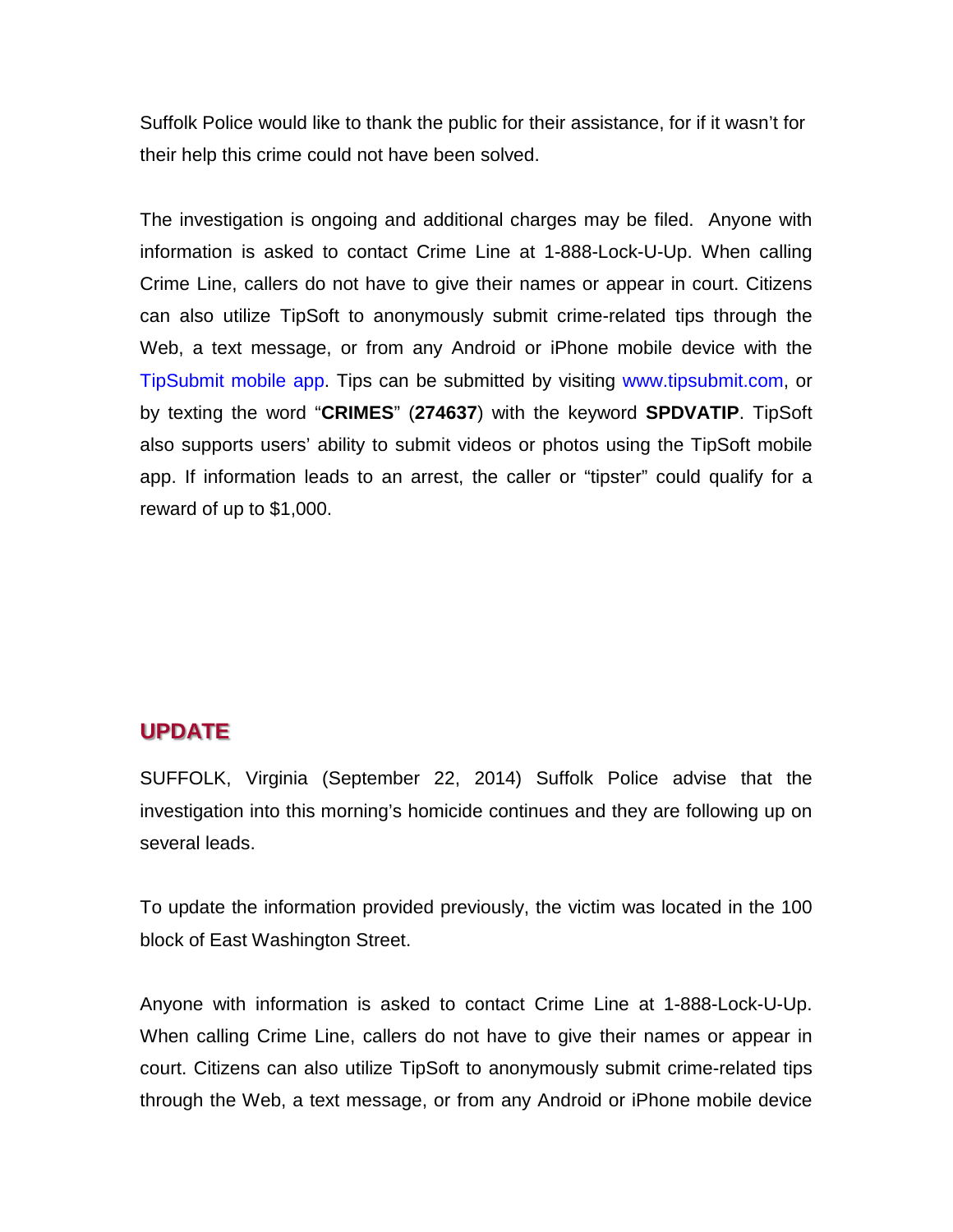Suffolk Police would like to thank the public for their assistance, for if it wasn't for their help this crime could not have been solved.

The investigation is ongoing and additional charges may be filed. Anyone with information is asked to contact Crime Line at 1-888-Lock-U-Up. When calling Crime Line, callers do not have to give their names or appear in court. Citizens can also utilize TipSoft to anonymously submit crime-related tips through the Web, a text message, or from any Android or iPhone mobile device with the TipSubmit mobile app. Tips can be submitted by visiting www.tipsubmit.com, or by texting the word "**CRIMES**" (**274637**) with the keyword **SPDVATIP**. TipSoft also supports users' ability to submit videos or photos using the TipSoft mobile app. If information leads to an arrest, the caller or "tipster" could qualify for a reward of up to $1,000.

## UPDATE

SUFFOLK, Virginia (September 22, 2014) Suffolk Police advise that the investigation into this morning's homicide continues and they are following up on several leads.

To update the information provided previously, the victim was located in the 100 block of East Washington Street.

Anyone with information is asked to contact Crime Line at 1-888-Lock-U-Up. When calling Crime Line, callers do not have to give their names or appear in court. Citizens can also utilize TipSoft to anonymously submit crime-related tips through the Web, a text message, or from any Android or iPhone mobile device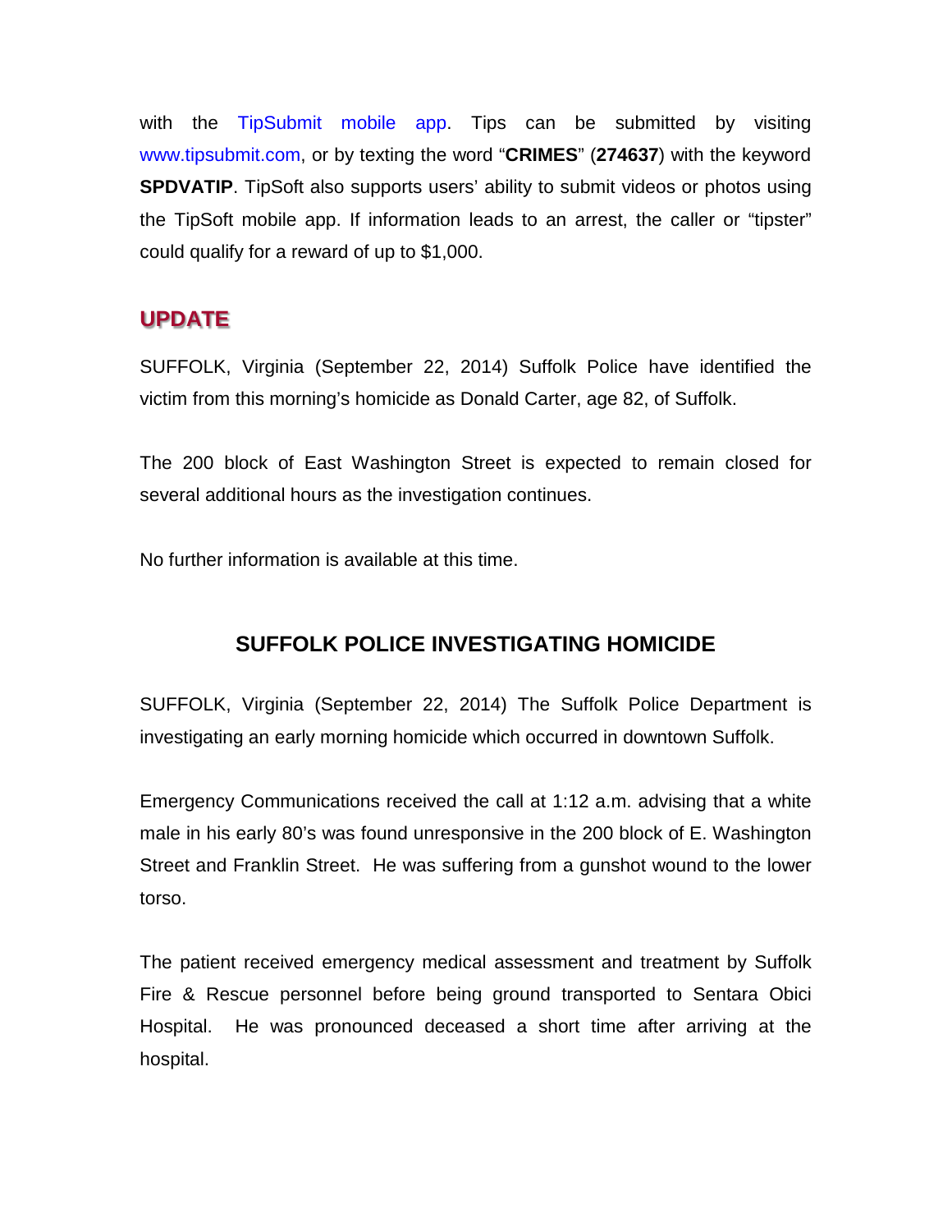with the TipSubmit mobile app. Tips can be submitted by visiting www.tipsubmit.com, or by texting the word "**CRIMES**" (**274637**) with the keyword **SPDVATIP**. TipSoft also supports users' ability to submit videos or photos using the TipSoft mobile app. If information leads to an arrest, the caller or "tipster" could qualify for a reward of up to $1,000.

## UPDATE

SUFFOLK, Virginia (September 22, 2014) Suffolk Police have identified the victim from this morning's homicide as Donald Carter, age 82, of Suffolk.

The 200 block of East Washington Street is expected to remain closed for several additional hours as the investigation continues.

No further information is available at this time.

## SUFFOLK POLICE INVESTIGATING HOMICIDE

SUFFOLK, Virginia (September 22, 2014) The Suffolk Police Department is investigating an early morning homicide which occurred in downtown Suffolk.

Emergency Communications received the call at 1:12 a.m. advising that a white male in his early 80's was found unresponsive in the 200 block of E. Washington Street and Franklin Street. He was suffering from a gunshot wound to the lower torso.

The patient received emergency medical assessment and treatment by Suffolk Fire & Rescue personnel before being ground transported to Sentara Obici Hospital. He was pronounced deceased a short time after arriving at the hospital.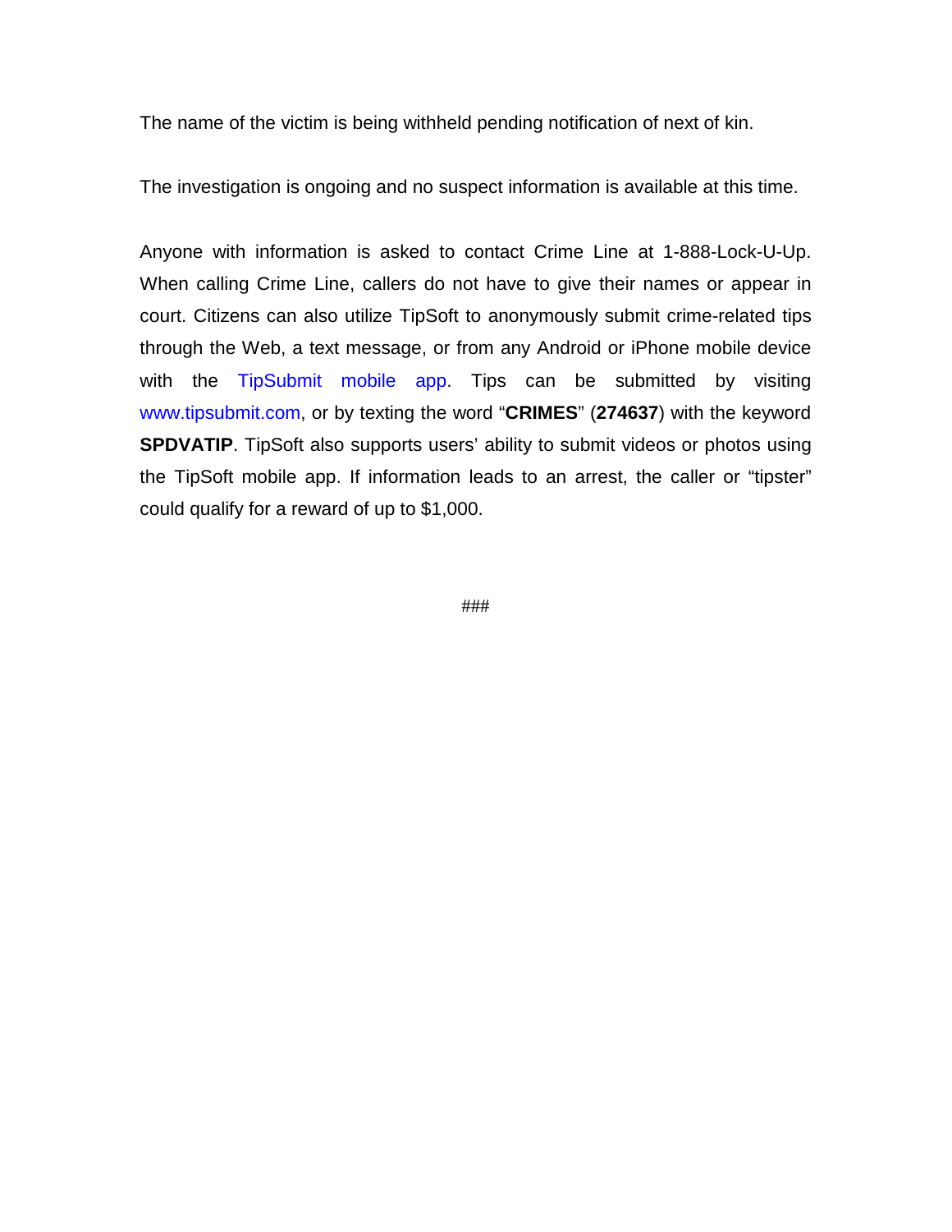The name of the victim is being withheld pending notification of next of kin.

The investigation is ongoing and no suspect information is available at this time.

Anyone with information is asked to contact Crime Line at 1-888-Lock-U-Up. When calling Crime Line, callers do not have to give their names or appear in court. Citizens can also utilize TipSoft to anonymously submit crime-related tips through the Web, a text message, or from any Android or iPhone mobile device with the TipSubmit mobile app. Tips can be submitted by visiting www.tipsubmit.com, or by texting the word "**CRIMES**" (**274637**) with the keyword **SPDVATIP**. TipSoft also supports users' ability to submit videos or photos using the TipSoft mobile app. If information leads to an arrest, the caller or "tipster" could qualify for a reward of up to $1,000.

###